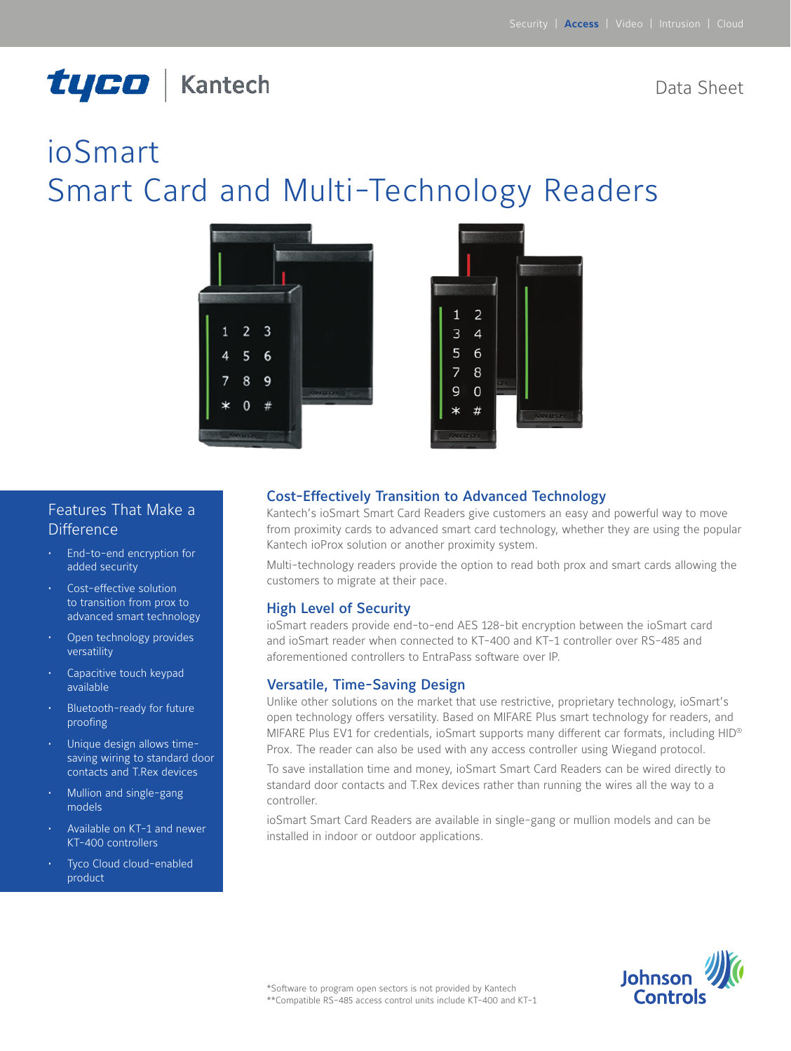Security | **Access** | Video | Intrusion | Cloud

tyco | Kantech

Data Sheet

# ioSmart
# Smart Card and Multi-Technology Readers

## Features That Make a Difference

- End-to-end encryption for added security
- Cost-effective solution to transition from prox to advanced smart technology
- Open technology provides versatility
- Capacitive touch keypad available
- Bluetooth-ready for future proofing
- Unique design allows time-saving wiring to standard door contacts and T.Rex devices
- Mullion and single-gang models
- Available on KT-1 and newer KT-400 controllers
- Tyco Cloud cloud-enabled product

## Cost-Effectively Transition to Advanced Technology

Kantech's ioSmart Smart Card Readers give customers an easy and powerful way to move from proximity cards to advanced smart card technology, whether they are using the popular Kantech ioProx solution or another proximity system.

Multi-technology readers provide the option to read both prox and smart cards allowing the customers to migrate at their pace.

## High Level of Security

ioSmart readers provide end-to-end AES 128-bit encryption between the ioSmart card and ioSmart reader when connected to KT-400 and KT-1 controller over RS-485 and aforementioned controllers to EntraPass software over IP.

## Versatile, Time-Saving Design

Unlike other solutions on the market that use restrictive, proprietary technology, ioSmart's open technology offers versatility. Based on MIFARE Plus smart technology for readers, and MIFARE Plus EV1 for credentials, ioSmart supports many different car formats, including HID® Prox. The reader can also be used with any access controller using Wiegand protocol.

To save installation time and money, ioSmart Smart Card Readers can be wired directly to standard door contacts and T.Rex devices rather than running the wires all the way to a controller.

ioSmart Smart Card Readers are available in single-gang or mullion models and can be installed in indoor or outdoor applications.

*Software to program open sectors is not provided by Kantech
**Compatible RS-485 access control units include KT-400 and KT-1

Johnson Controls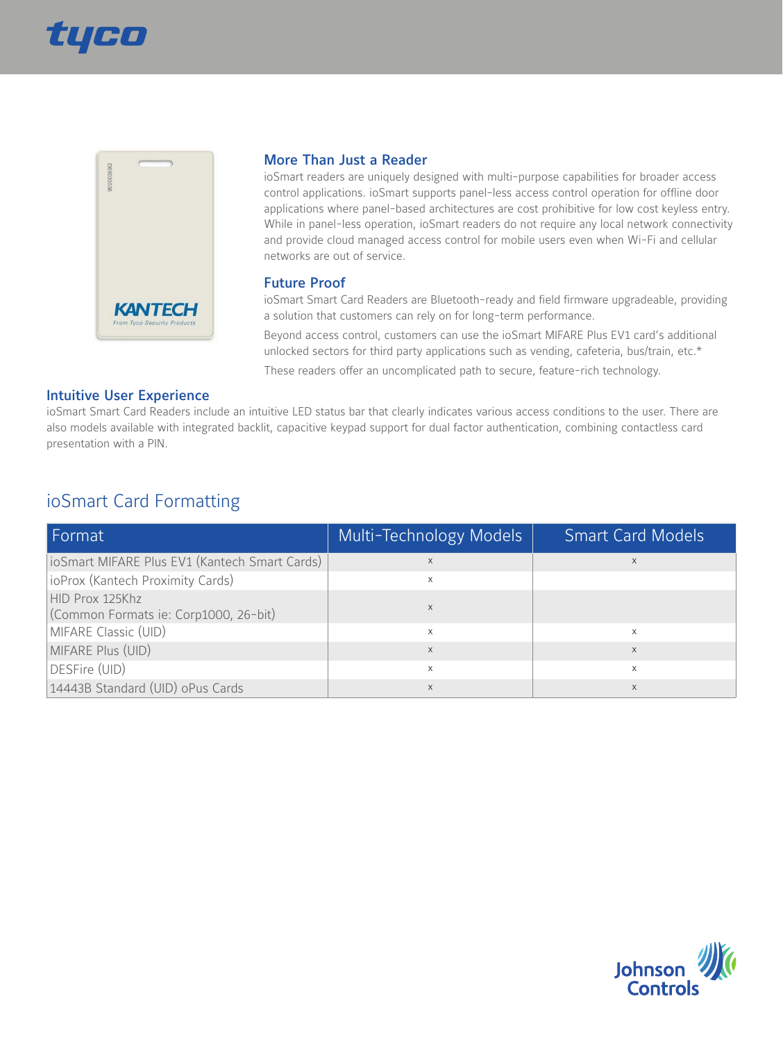### More Than Just a Reader

ioSmart readers are uniquely designed with multi-purpose capabilities for broader access control applications. ioSmart supports panel-less access control operation for offline door applications where panel-based architectures are cost prohibitive for low cost keyless entry. While in panel-less operation, ioSmart readers do not require any local network connectivity and provide cloud managed access control for mobile users even when Wi-Fi and cellular networks are out of service.

### Future Proof

ioSmart Smart Card Readers are Bluetooth-ready and field firmware upgradeable, providing a solution that customers can rely on for long-term performance.

Beyond access control, customers can use the ioSmart MIFARE Plus EV1 card's additional unlocked sectors for third party applications such as vending, cafeteria, bus/train, etc.*

These readers offer an uncomplicated path to secure, feature-rich technology.

### Intuitive User Experience

ioSmart Smart Card Readers include an intuitive LED status bar that clearly indicates various access conditions to the user. There are also models available with integrated backlit, capacitive keypad support for dual factor authentication, combining contactless card presentation with a PIN.

## ioSmart Card Formatting

| Format | Multi-Technology Models | Smart Card Models |
|---|---|---|
| ioSmart MIFARE Plus EV1 (Kantech Smart Cards) | x | x |
| ioProx (Kantech Proximity Cards) | x | |
| HID Prox 125Khz (Common Formats ie: Corp1000, 26-bit) | x | |
| MIFARE Classic (UID) | x | x |
| MIFARE Plus (UID) | x | x |
| DESFire (UID) | x | x |
| 14443B Standard (UID) oPus Cards | x | x |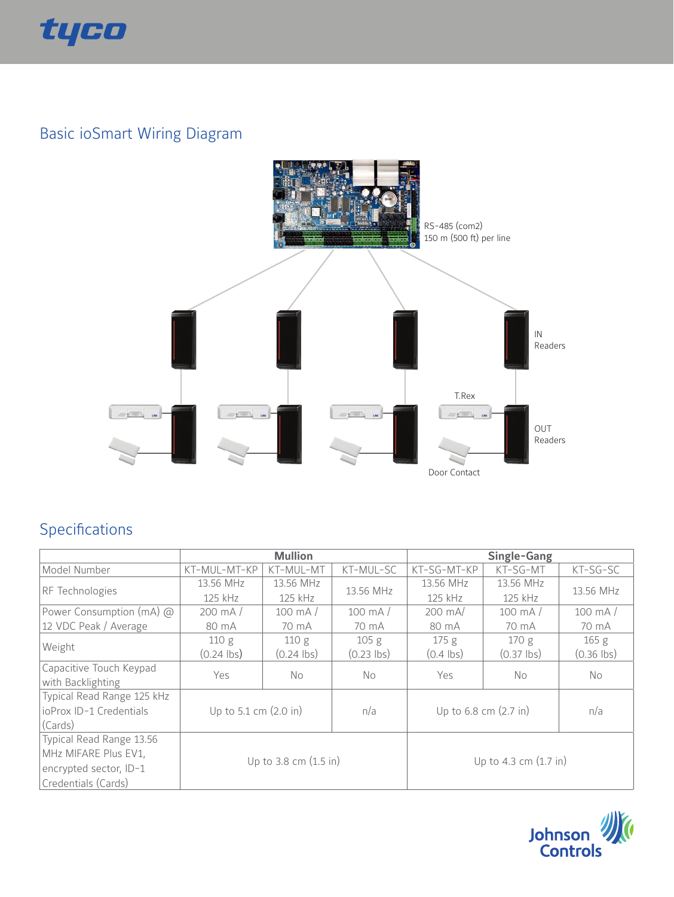## Basic ioSmart Wiring Diagram

RS-485 (com2)
150 m (500 ft) per line

IN
Readers

T.Rex

OUT
Readers

Door Contact

## Specifications

| | Mullion | | | Single-Gang | | |
|---|---|---|---|---|---|---|
| Model Number | KT-MUL-MT-KP | KT-MUL-MT | KT-MUL-SC | KT-SG-MT-KP | KT-SG-MT | KT-SG-SC |
| RF Technologies | 13.56 MHz 125 kHz | 13.56 MHz 125 kHz | 13.56 MHz | 13.56 MHz 125 kHz | 13.56 MHz 125 kHz | 13.56 MHz |
| Power Consumption (mA) @ 12 VDC Peak / Average | 200 mA / 80 mA | 100 mA / 70 mA | 100 mA / 70 mA | 200 mA/ 80 mA | 100 mA / 70 mA | 100 mA / 70 mA |
| Weight | 110 g (0.24 lbs) | 110 g (0.24 lbs) | 105 g (0.23 lbs) | 175 g (0.4 lbs) | 170 g (0.37 lbs) | 165 g (0.36 lbs) |
| Capacitive Touch Keypad with Backlighting | Yes | No | No | Yes | No | No |
| Typical Read Range 125 kHz ioProx ID-1 Credentials (Cards) | Up to 5.1 cm (2.0 in) | | n/a | Up to 6.8 cm (2.7 in) | | n/a |
| Typical Read Range 13.56 MHz MIFARE Plus EV1, encrypted sector, ID-1 Credentials (Cards) | Up to 3.8 cm (1.5 in) | | | Up to 4.3 cm (1.7 in) | | |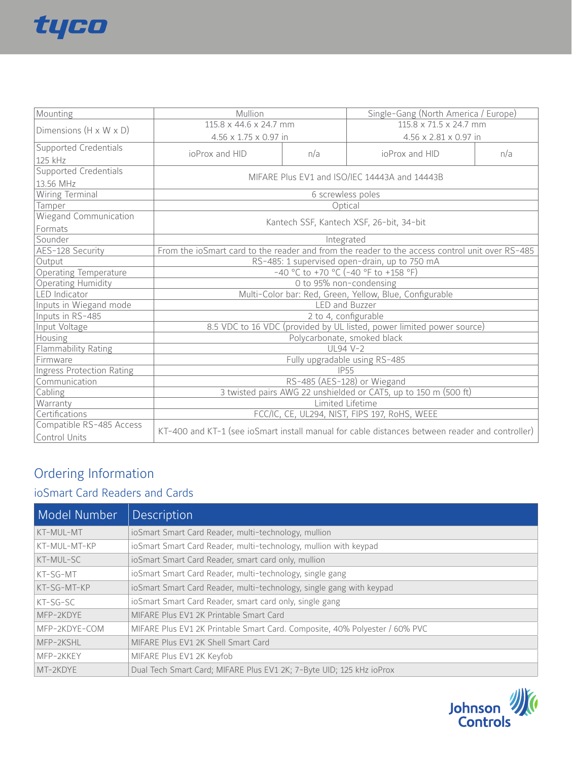| Mounting | Mullion | | Single-Gang (North America / Europe) | |
|---|---|---|---|---|
| Dimensions (H x W x D) | 115.8 x 44.6 x 24.7 mm<br>4.56 x 1.75 x 0.97 in | | 115.8 x 71.5 x 24.7 mm<br>4.56 x 2.81 x 0.97 in | |
| Supported Credentials 125 kHz | ioProx and HID | n/a | ioProx and HID | n/a |
| Supported Credentials 13.56 MHz | MIFARE Plus EV1 and ISO/IEC 14443A and 14443B | | | |
| Wiring Terminal | 6 screwless poles | | | |
| Tamper | Optical | | | |
| Wiegand Communication Formats | Kantech SSF, Kantech XSF, 26-bit, 34-bit | | | |
| Sounder | Integrated | | | |
| AES-128 Security | From the ioSmart card to the reader and from the reader to the access control unit over RS-485 | | | |
| Output | RS-485: 1 supervised open-drain, up to 750 mA | | | |
| Operating Temperature | -40 °C to +70 °C (-40 °F to +158 °F) | | | |
| Operating Humidity | 0 to 95% non-condensing | | | |
| LED Indicator | Multi-Color bar: Red, Green, Yellow, Blue, Configurable | | | |
| Inputs in Wiegand mode | LED and Buzzer | | | |
| Inputs in RS-485 | 2 to 4, configurable | | | |
| Input Voltage | 8.5 VDC to 16 VDC (provided by UL listed, power limited power source) | | | |
| Housing | Polycarbonate, smoked black | | | |
| Flammability Rating | UL94 V-2 | | | |
| Firmware | Fully upgradable using RS-485 | | | |
| Ingress Protection Rating | IP55 | | | |
| Communication | RS-485 (AES-128) or Wiegand | | | |
| Cabling | 3 twisted pairs AWG 22 unshielded or CAT5, up to 150 m (500 ft) | | | |
| Warranty | Limited Lifetime | | | |
| Certifications | FCC/IC, CE, UL294, NIST, FIPS 197, RoHS, WEEE | | | |
| Compatible RS-485 Access Control Units | KT-400 and KT-1 (see ioSmart install manual for cable distances between reader and controller) | | | |

# Ordering Information

## ioSmart Card Readers and Cards

| Model Number | Description |
|---|---|
| KT-MUL-MT | ioSmart Smart Card Reader, multi-technology, mullion |
| KT-MUL-MT-KP | ioSmart Smart Card Reader, multi-technology, mullion with keypad |
| KT-MUL-SC | ioSmart Smart Card Reader, smart card only, mullion |
| KT-SG-MT | ioSmart Smart Card Reader, multi-technology, single gang |
| KT-SG-MT-KP | ioSmart Smart Card Reader, multi-technology, single gang with keypad |
| KT-SG-SC | ioSmart Smart Card Reader, smart card only, single gang |
| MFP-2KDYE | MIFARE Plus EV1 2K Printable Smart Card |
| MFP-2KDYE-COM | MIFARE Plus EV1 2K Printable Smart Card. Composite, 40% Polyester / 60% PVC |
| MFP-2KSHL | MIFARE Plus EV1 2K Shell Smart Card |
| MFP-2KKEY | MIFARE Plus EV1 2K Keyfob |
| MT-2KDYE | Dual Tech Smart Card; MIFARE Plus EV1 2K; 7-Byte UID; 125 kHz ioProx |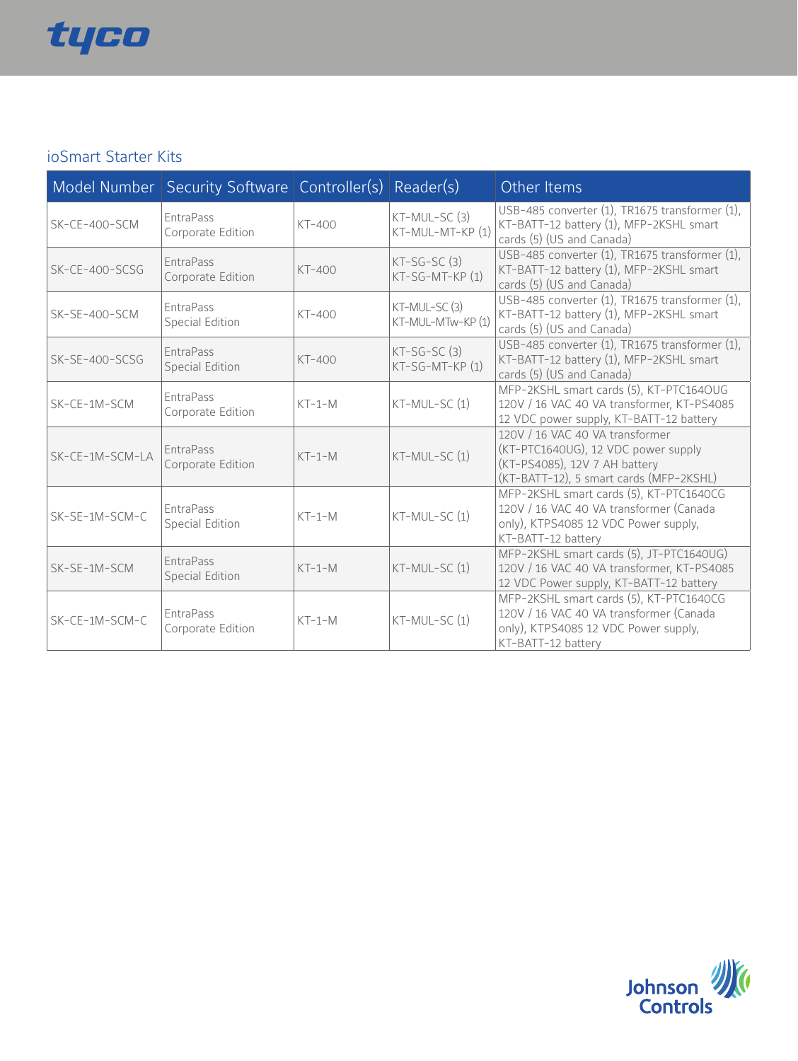## ioSmart Starter Kits

| Model Number | Security Software | Controller(s) | Reader(s) | Other Items |
|---|---|---|---|---|
| SK-CE-400-SCM | EntraPass Corporate Edition | KT-400 | KT-MUL-SC (3) KT-MUL-MT-KP (1) | USB-485 converter (1), TR1675 transformer (1), KT-BATT-12 battery (1), MFP-2KSHL smart cards (5) (US and Canada) |
| SK-CE-400-SCSG | EntraPass Corporate Edition | KT-400 | KT-SG-SC (3) KT-SG-MT-KP (1) | USB-485 converter (1), TR1675 transformer (1), KT-BATT-12 battery (1), MFP-2KSHL smart cards (5) (US and Canada) |
| SK-SE-400-SCM | EntraPass Special Edition | KT-400 | KT-MUL-SC (3) KT-MUL-MTw-KP (1) | USB-485 converter (1), TR1675 transformer (1), KT-BATT-12 battery (1), MFP-2KSHL smart cards (5) (US and Canada) |
| SK-SE-400-SCSG | EntraPass Special Edition | KT-400 | KT-SG-SC (3) KT-SG-MT-KP (1) | USB-485 converter (1), TR1675 transformer (1), KT-BATT-12 battery (1), MFP-2KSHL smart cards (5) (US and Canada) |
| SK-CE-1M-SCM | EntraPass Corporate Edition | KT-1-M | KT-MUL-SC (1) | MFP-2KSHL smart cards (5), KT-PTC164OUG 120V / 16 VAC 40 VA transformer, KT-PS4085 12 VDC power supply, KT-BATT-12 battery |
| SK-CE-1M-SCM-LA | EntraPass Corporate Edition | KT-1-M | KT-MUL-SC (1) | 120V / 16 VAC 40 VA transformer (KT-PTC1640UG), 12 VDC power supply (KT-PS4085), 12V 7 AH battery (KT-BATT-12), 5 smart cards (MFP-2KSHL) |
| SK-SE-1M-SCM-C | EntraPass Special Edition | KT-1-M | KT-MUL-SC (1) | MFP-2KSHL smart cards (5), KT-PTC1640CG 120V / 16 VAC 40 VA transformer (Canada only), KTPS4085 12 VDC Power supply, KT-BATT-12 battery |
| SK-SE-1M-SCM | EntraPass Special Edition | KT-1-M | KT-MUL-SC (1) | MFP-2KSHL smart cards (5), JT-PTC1640UG) 120V / 16 VAC 40 VA transformer, KT-PS4085 12 VDC Power supply, KT-BATT-12 battery |
| SK-CE-1M-SCM-C | EntraPass Corporate Edition | KT-1-M | KT-MUL-SC (1) | MFP-2KSHL smart cards (5), KT-PTC1640CG 120V / 16 VAC 40 VA transformer (Canada only), KTPS4085 12 VDC Power supply, KT-BATT-12 battery |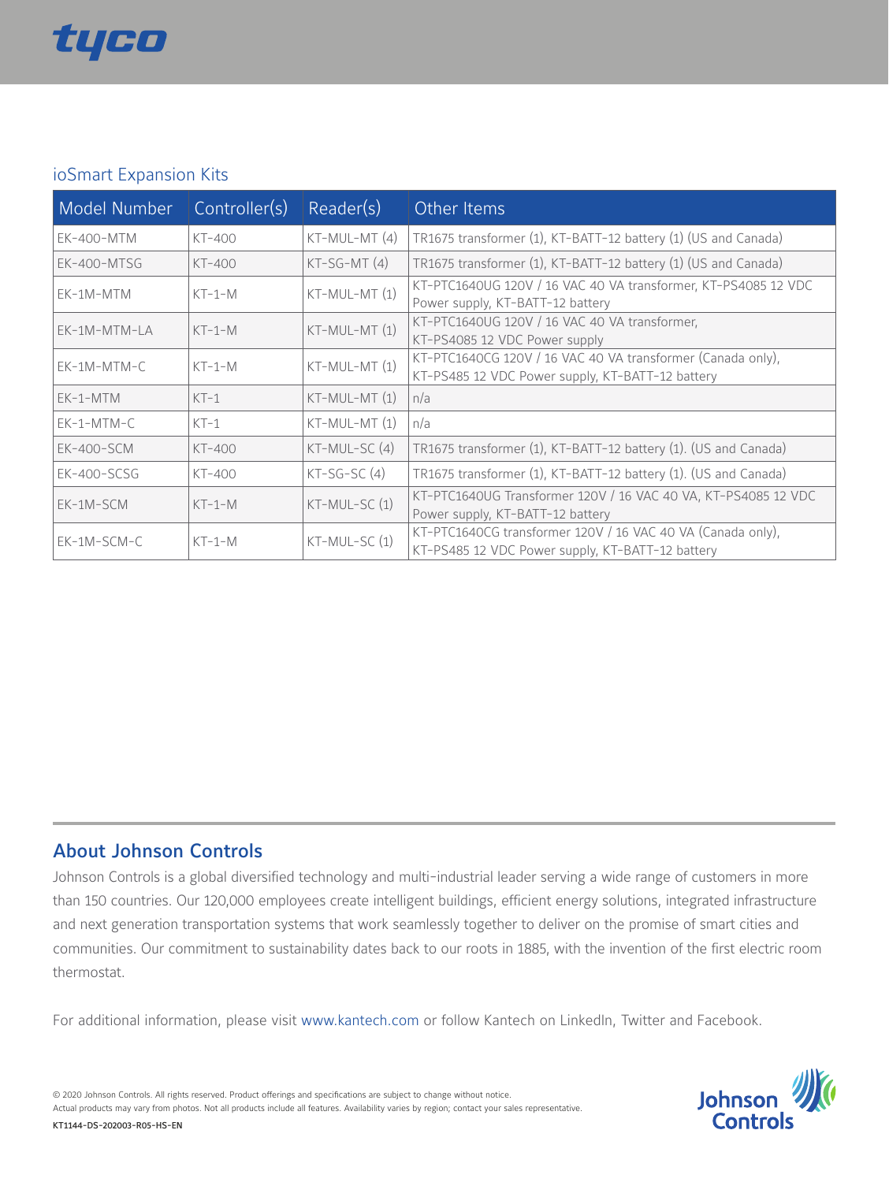## ioSmart Expansion Kits

| Model Number | Controller(s) | Reader(s) | Other Items |
|---|---|---|---|
| EK-400-MTM | KT-400 | KT-MUL-MT (4) | TR1675 transformer (1), KT-BATT-12 battery (1) (US and Canada) |
| EK-400-MTSG | KT-400 | KT-SG-MT (4) | TR1675 transformer (1), KT-BATT-12 battery (1) (US and Canada) |
| EK-1M-MTM | KT-1-M | KT-MUL-MT (1) | KT-PTC1640UG 120V / 16 VAC 40 VA transformer, KT-PS4085 12 VDC Power supply, KT-BATT-12 battery |
| EK-1M-MTM-LA | KT-1-M | KT-MUL-MT (1) | KT-PTC1640UG 120V / 16 VAC 40 VA transformer, KT-PS4085 12 VDC Power supply |
| EK-1M-MTM-C | KT-1-M | KT-MUL-MT (1) | KT-PTC1640CG 120V / 16 VAC 40 VA transformer (Canada only), KT-PS485 12 VDC Power supply, KT-BATT-12 battery |
| EK-1-MTM | KT-1 | KT-MUL-MT (1) | n/a |
| EK-1-MTM-C | KT-1 | KT-MUL-MT (1) | n/a |
| EK-400-SCM | KT-400 | KT-MUL-SC (4) | TR1675 transformer (1), KT-BATT-12 battery (1). (US and Canada) |
| EK-400-SCSG | KT-400 | KT-SG-SC (4) | TR1675 transformer (1), KT-BATT-12 battery (1). (US and Canada) |
| EK-1M-SCM | KT-1-M | KT-MUL-SC (1) | KT-PTC1640UG Transformer 120V / 16 VAC 40 VA, KT-PS4085 12 VDC Power supply, KT-BATT-12 battery |
| EK-1M-SCM-C | KT-1-M | KT-MUL-SC (1) | KT-PTC1640CG transformer 120V / 16 VAC 40 VA (Canada only), KT-PS485 12 VDC Power supply, KT-BATT-12 battery |

## About Johnson Controls

Johnson Controls is a global diversified technology and multi-industrial leader serving a wide range of customers in more than 150 countries. Our 120,000 employees create intelligent buildings, efficient energy solutions, integrated infrastructure and next generation transportation systems that work seamlessly together to deliver on the promise of smart cities and communities. Our commitment to sustainability dates back to our roots in 1885, with the invention of the first electric room thermostat.

For additional information, please visit www.kantech.com or follow Kantech on LinkedIn, Twitter and Facebook.

© 2020 Johnson Controls. All rights reserved. Product offerings and specifications are subject to change without notice.
Actual products may vary from photos. Not all products include all features. Availability varies by region; contact your sales representative.

KT1144-DS-202003-R05-HS-EN